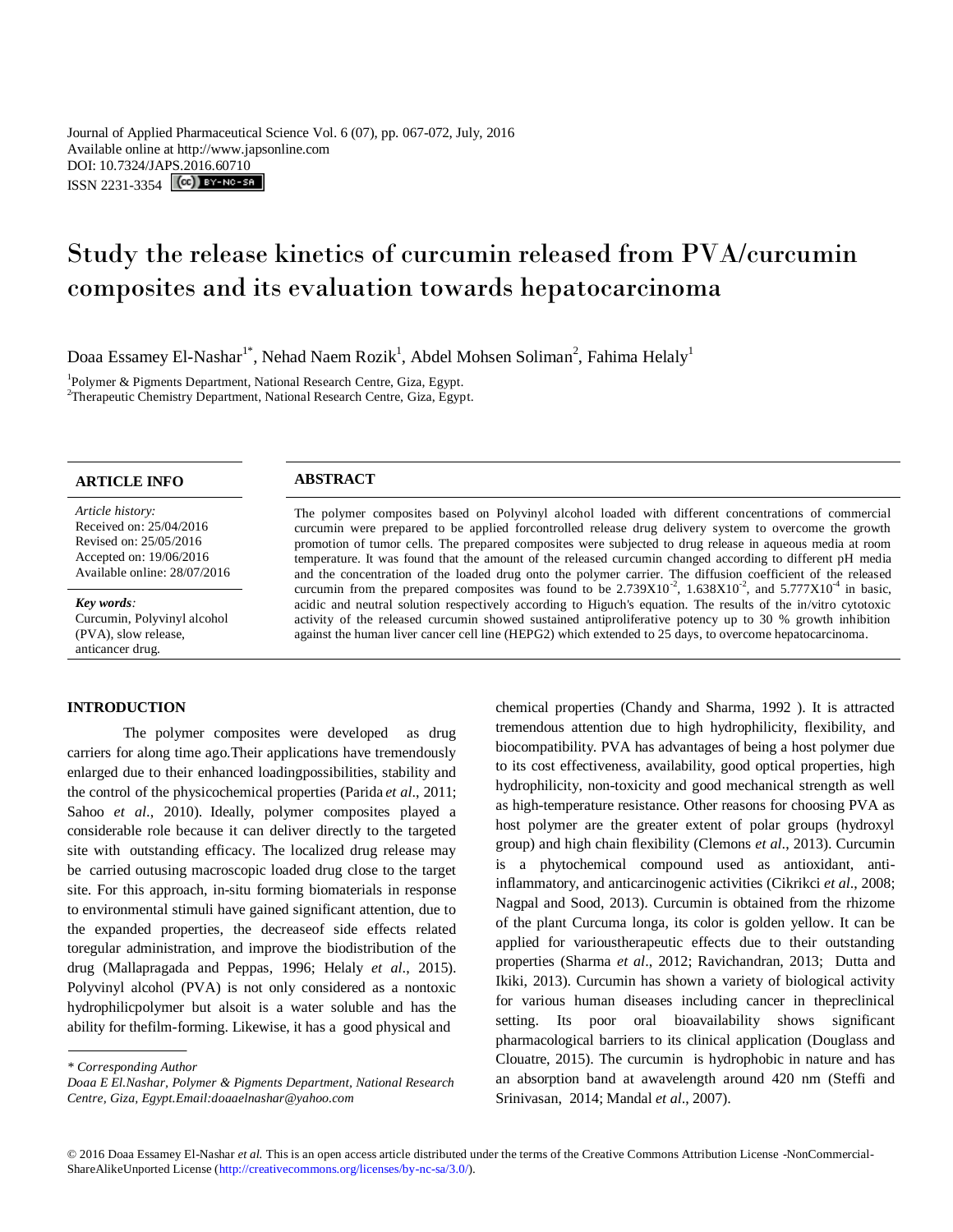Journal of Applied Pharmaceutical Science Vol. 6 (07), pp. 067-072, July, 2016
Available online at http://www.japsonline.com
DOI: 10.7324/JAPS.2016.60710
ISSN 2231-3354

# Study the release kinetics of curcumin released from PVA/curcumin composites and its evaluation towards hepatocarcinoma

Doaa Essamey El-Nashar[1*], Nehad Naem Rozik[1], Abdel Mohsen Soliman[2], Fahima Helaly[1]

[1]Polymer & Pigments Department, National Research Centre, Giza, Egypt.
[2]Therapeutic Chemistry Department, National Research Centre, Giza, Egypt.

## ARTICLE INFO

*Article history:*
Received on: 25/04/2016
Revised on: 25/05/2016
Accepted on: 19/06/2016
Available online: 28/07/2016

***Key words**:*
Curcumin, Polyvinyl alcohol (PVA), slow release, anticancer drug.

## ABSTRACT

The polymer composites based on Polyvinyl alcohol loaded with different concentrations of commercial curcumin were prepared to be applied forcontrolled release drug delivery system to overcome the growth promotion of tumor cells. The prepared composites were subjected to drug release in aqueous media at room temperature. It was found that the amount of the released curcumin changed according to different pH media and the concentration of the loaded drug onto the polymer carrier. The diffusion coefficient of the released curcumin from the prepared composites was found to be $2.739\text{X}10^{-2}$, $1.638\text{X}10^{-2}$, and $5.777\text{X}10^{-4}$ in basic, acidic and neutral solution respectively according to Higuch's equation. The results of the in/vitro cytotoxic activity of the released curcumin showed sustained antiproliferative potency up to 30 % growth inhibition against the human liver cancer cell line (HEPG2) which extended to 25 days, to overcome hepatocarcinoma.

## INTRODUCTION

The polymer composites were developed as drug carriers for along time ago.Their applications have tremendously enlarged due to their enhanced loadingpossibilities, stability and the control of the physicochemical properties (Parida *et al*., 2011; Sahoo *et al*., 2010). Ideally, polymer composites played a considerable role because it can deliver directly to the targeted site with outstanding efficacy. The localized drug release may be carried outusing macroscopic loaded drug close to the target site. For this approach, in-situ forming biomaterials in response to environmental stimuli have gained significant attention, due to the expanded properties, the decreaseof side effects related toregular administration, and improve the biodistribution of the drug (Mallapragada and Peppas, 1996; Helaly *et al.,* 2015). Polyvinyl alcohol (PVA) is not only considered as a nontoxic hydrophilicpolymer but alsoit is a water soluble and has the ability for thefilm-forming. Likewise, it has a good physical and chemical properties (Chandy and Sharma, 1992 ). It is attracted tremendous attention due to high hydrophilicity, flexibility, and biocompatibility. PVA has advantages of being a host polymer due to its cost effectiveness, availability, good optical properties, high hydrophilicity, non-toxicity and good mechanical strength as well as high-temperature resistance. Other reasons for choosing PVA as host polymer are the greater extent of polar groups (hydroxyl group) and high chain flexibility (Clemons *et al*., 2013). Curcumin is a phytochemical compound used as antioxidant, anti-inflammatory, and anticarcinogenic activities (Cikrikci *et al*., 2008; Nagpal and Sood, 2013). Curcumin is obtained from the rhizome of the plant Curcuma longa, its color is golden yellow. It can be applied for varioustherapeutic effects due to their outstanding properties (Sharma *et al*., 2012; Ravichandran, 2013; Dutta and Ikiki, 2013). Curcumin has shown a variety of biological activity for various human diseases including cancer in thepreclinical setting. Its poor oral bioavailability shows significant pharmacological barriers to its clinical application (Douglass and Clouatre, 2015). The curcumin is hydrophobic in nature and has an absorption band at awavelength around 420 nm (Steffi and Srinivasan, 2014; Mandal *et al*., 2007).

*\* Corresponding Author*
*Doaa E El.Nashar, Polymer & Pigments Department, National Research Centre, Giza, Egypt.Email:doaaelnashar@yahoo.com*

© 2016 Doaa Essamey El-Nashar *et al.* This is an open access article distributed under the terms of the Creative Commons Attribution License -NonCommercial-ShareAlikeUnported License (http://creativecommons.org/licenses/by-nc-sa/3.0/).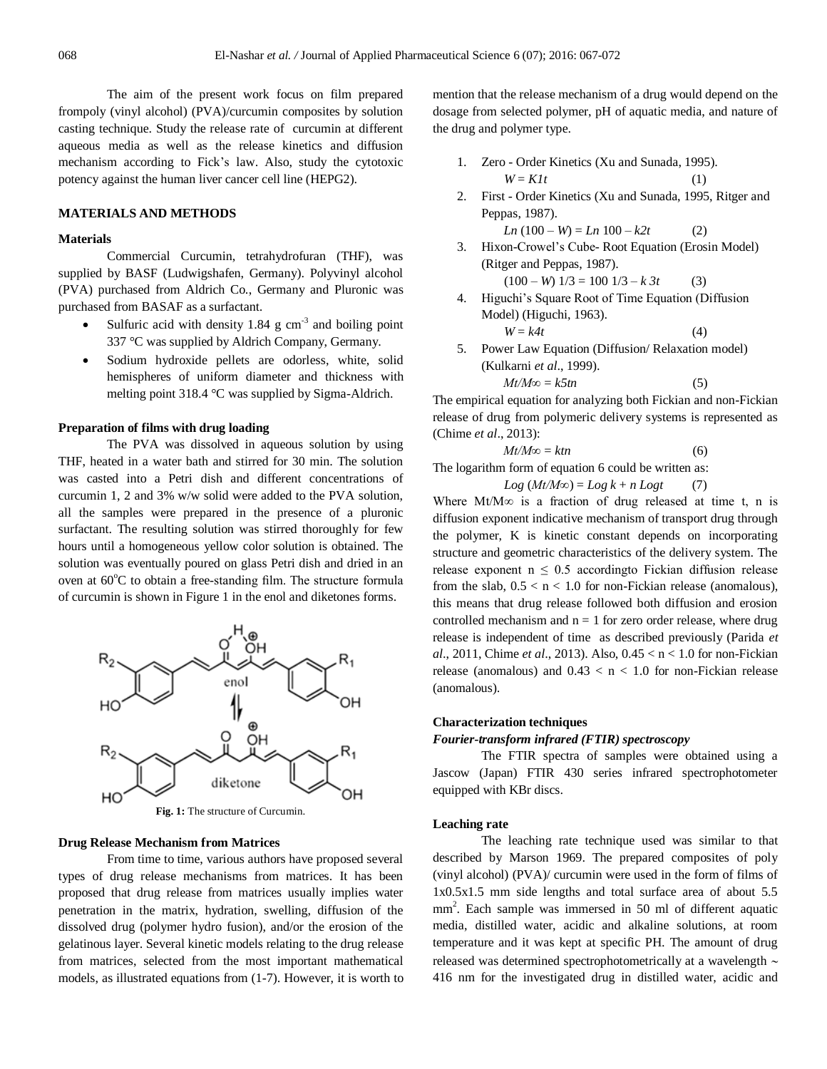The aim of the present work focus on film prepared frompoly (vinyl alcohol) (PVA)/curcumin composites by solution casting technique. Study the release rate of curcumin at different aqueous media as well as the release kinetics and diffusion mechanism according to Fick's law. Also, study the cytotoxic potency against the human liver cancer cell line (HEPG2).

## MATERIALS AND METHODS

### Materials

Commercial Curcumin, tetrahydrofuran (THF), was supplied by BASF (Ludwigshafen, Germany). Polyvinyl alcohol (PVA) purchased from Aldrich Co., Germany and Pluronic was purchased from BASAF as a surfactant.

- Sulfuric acid with density 1.84 g $cm^{-3}$ and boiling point 337 °C was supplied by Aldrich Company, Germany.
- Sodium hydroxide pellets are odorless, white, solid hemispheres of uniform diameter and thickness with melting point 318.4 °C was supplied by Sigma-Aldrich.

### Preparation of films with drug loading

The PVA was dissolved in aqueous solution by using THF, heated in a water bath and stirred for 30 min. The solution was casted into a Petri dish and different concentrations of curcumin 1, 2 and 3% w/w solid were added to the PVA solution, all the samples were prepared in the presence of a pluronic surfactant. The resulting solution was stirred thoroughly for few hours until a homogeneous yellow color solution is obtained. The solution was eventually poured on glass Petri dish and dried in an oven at 60°C to obtain a free-standing film. The structure formula of curcumin is shown in Figure 1 in the enol and diketones forms.

**Fig. 1:** The structure of Curcumin.

### Drug Release Mechanism from Matrices

From time to time, various authors have proposed several types of drug release mechanisms from matrices. It has been proposed that drug release from matrices usually implies water penetration in the matrix, hydration, swelling, diffusion of the dissolved drug (polymer hydro fusion), and/or the erosion of the gelatinous layer. Several kinetic models relating to the drug release from matrices, selected from the most important mathematical models, as illustrated equations from (1-7). However, it is worth to mention that the release mechanism of a drug would depend on the dosage from selected polymer, pH of aquatic media, and nature of the drug and polymer type.

1. Zero - Order Kinetics (Xu and Sunada, 1995).
   $$W = K1t \qquad (1)$$
2. First - Order Kinetics (Xu and Sunada, 1995, Ritger and Peppas, 1987).
   $$Ln\,(100 - W) = Ln\,100 - k2t \qquad (2)$$
3. Hixon-Crowel's Cube- Root Equation (Erosin Model) (Ritger and Peppas, 1987).
   $$(100 - W)\,1/3 = 100\,1/3 - k\,3t \qquad (3)$$
4. Higuchi's Square Root of Time Equation (Diffusion Model) (Higuchi, 1963).
   $$W = k4t \qquad (4)$$
5. Power Law Equation (Diffusion/ Relaxation model) (Kulkarni *et al*., 1999).
   $$Mt/M\infty = k5tn \qquad (5)$$

The empirical equation for analyzing both Fickian and non-Fickian release of drug from polymeric delivery systems is represented as (Chime *et al*., 2013):

$$Mt/M\infty = ktn \qquad (6)$$

The logarithm form of equation 6 could be written as:

$$Log\,(Mt/M\infty) = Log\,k + n\,Logt \qquad (7)$$

Where $Mt/M\infty$ is a fraction of drug released at time t, n is diffusion exponent indicative mechanism of transport drug through the polymer, K is kinetic constant depends on incorporating structure and geometric characteristics of the delivery system. The release exponent $n \leq 0.5$ accordingto Fickian diffusion release from the slab, $0.5 < n < 1.0$ for non-Fickian release (anomalous), this means that drug release followed both diffusion and erosion controlled mechanism and $n = 1$ for zero order release, where drug release is independent of time as described previously (Parida *et al*., 2011, Chime *et al*., 2013). Also, $0.45 < n < 1.0$ for non-Fickian release (anomalous) and $0.43 < n < 1.0$ for non-Fickian release (anomalous).

### Characterization techniques

#### *Fourier-transform infrared (FTIR) spectroscopy*

The FTIR spectra of samples were obtained using a Jascow (Japan) FTIR 430 series infrared spectrophotometer equipped with KBr discs.

### Leaching rate

The leaching rate technique used was similar to that described by Marson 1969. The prepared composites of poly (vinyl alcohol) (PVA)/ curcumin were used in the form of films of 1x0.5x1.5 mm side lengths and total surface area of about 5.5 $mm^2$. Each sample was immersed in 50 ml of different aquatic media, distilled water, acidic and alkaline solutions, at room temperature and it was kept at specific PH. The amount of drug released was determined spectrophotometrically at a wavelength ~ 416 nm for the investigated drug in distilled water, acidic and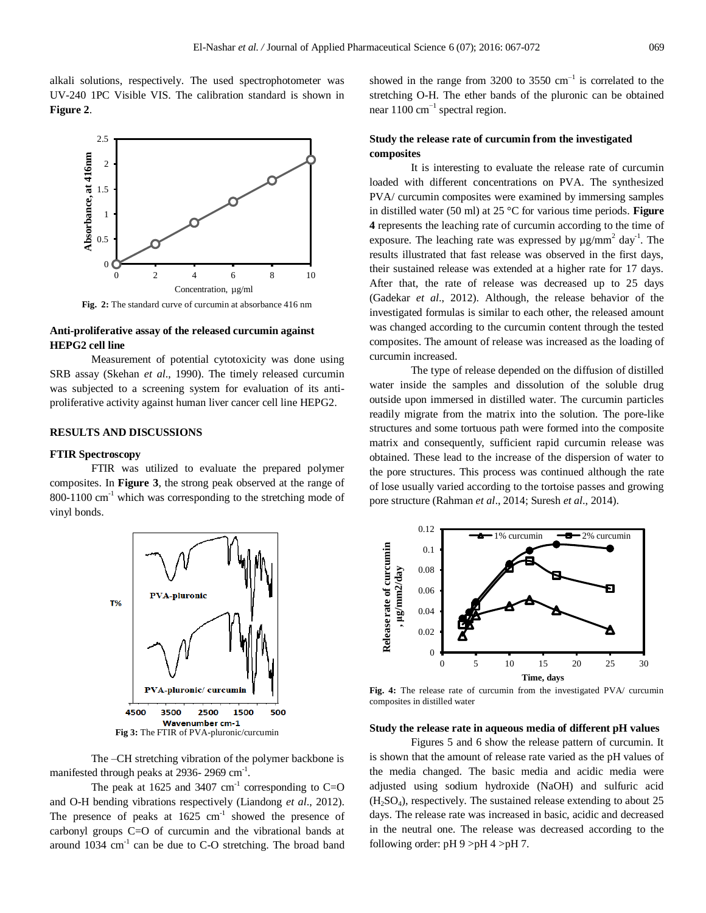alkali solutions, respectively. The used spectrophotometer was UV-240 1PC Visible VIS. The calibration standard is shown in **Figure 2**.

**Fig. 2:** The standard curve of curcumin at absorbance 416 nm

### Anti-proliferative assay of the released curcumin against HEPG2 cell line

Measurement of potential cytotoxicity was done using SRB assay (Skehan *et al*., 1990). The timely released curcumin was subjected to a screening system for evaluation of its anti-proliferative activity against human liver cancer cell line HEPG2.

## RESULTS AND DISCUSSIONS

### FTIR Spectroscopy

FTIR was utilized to evaluate the prepared polymer composites. In **Figure 3**, the strong peak observed at the range of 800-1100 $cm^{-1}$ which was corresponding to the stretching mode of vinyl bonds.

**Fig 3:** The FTIR of PVA-pluronic/curcumin

The –CH stretching vibration of the polymer backbone is manifested through peaks at 2936- 2969 $cm^{-1}$.

The peak at 1625 and 3407 $cm^{-1}$ corresponding to C=O and O-H bending vibrations respectively (Liandong *et al*., 2012). The presence of peaks at 1625 $cm^{-1}$ showed the presence of carbonyl groups C=O of curcumin and the vibrational bands at around 1034 $cm^{-1}$ can be due to C-O stretching. The broad band showed in the range from 3200 to 3550 $cm^{-1}$ is correlated to the stretching O-H. The ether bands of the pluronic can be obtained near 1100 $cm^{-1}$ spectral region.

### Study the release rate of curcumin from the investigated composites

It is interesting to evaluate the release rate of curcumin loaded with different concentrations on PVA. The synthesized PVA/ curcumin composites were examined by immersing samples in distilled water (50 ml) at 25 °C for various time periods. **Figure 4** represents the leaching rate of curcumin according to the time of exposure. The leaching rate was expressed by $\mu g/mm^2\ day^{-1}$. The results illustrated that fast release was observed in the first days, their sustained release was extended at a higher rate for 17 days. After that, the rate of release was decreased up to 25 days (Gadekar *et al*., 2012). Although, the release behavior of the investigated formulas is similar to each other, the released amount was changed according to the curcumin content through the tested composites. The amount of release was increased as the loading of curcumin increased.

The type of release depended on the diffusion of distilled water inside the samples and dissolution of the soluble drug outside upon immersed in distilled water. The curcumin particles readily migrate from the matrix into the solution. The pore-like structures and some tortuous path were formed into the composite matrix and consequently, sufficient rapid curcumin release was obtained. These lead to the increase of the dispersion of water to the pore structures. This process was continued although the rate of lose usually varied according to the tortoise passes and growing pore structure (Rahman *et al*., 2014; Suresh *et al*., 2014).

**Fig. 4:** The release rate of curcumin from the investigated PVA/ curcumin composites in distilled water

### Study the release rate in aqueous media of different pH values

Figures 5 and 6 show the release pattern of curcumin. It is shown that the amount of release rate varied as the pH values of the media changed. The basic media and acidic media were adjusted using sodium hydroxide (NaOH) and sulfuric acid ($H_2SO_4$), respectively. The sustained release extending to about 25 days. The release rate was increased in basic, acidic and decreased in the neutral one. The release was decreased according to the following order: pH 9 >pH 4 >pH 7.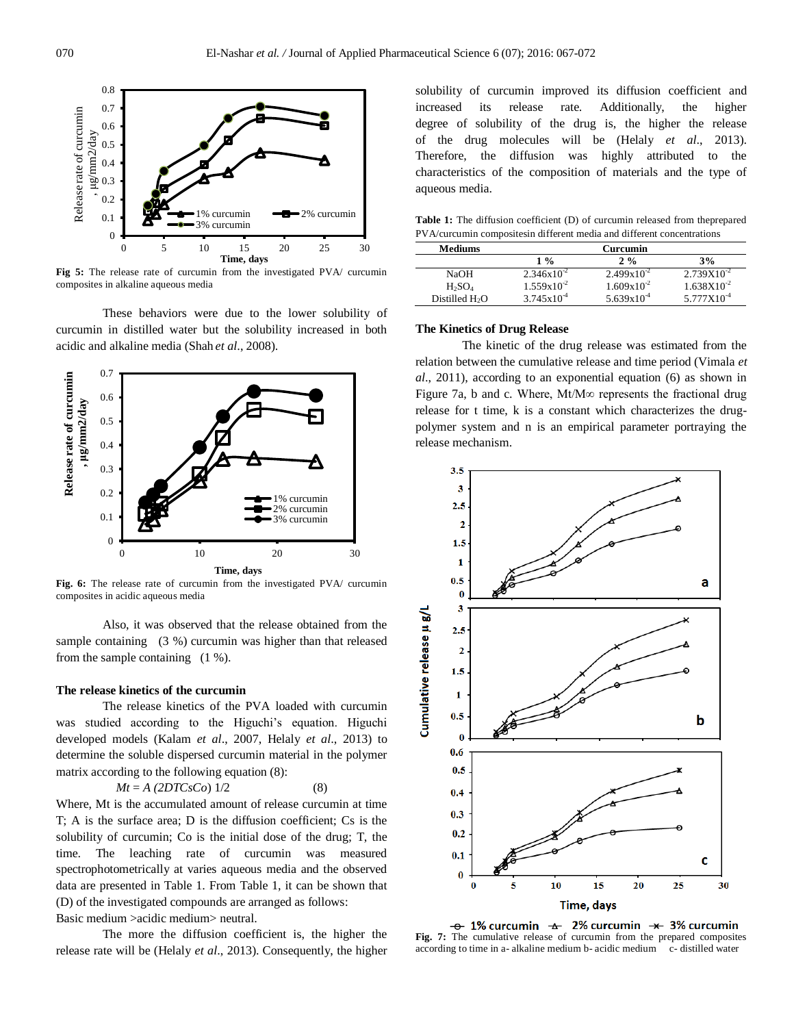Fig 5: The release rate of curcumin from the investigated PVA/ curcumin composites in alkaline aqueous media

These behaviors were due to the lower solubility of curcumin in distilled water but the solubility increased in both acidic and alkaline media (Shah *et al*., 2008).

Fig. 6: The release rate of curcumin from the investigated PVA/ curcumin composites in acidic aqueous media

Also, it was observed that the release obtained from the sample containing (3 %) curcumin was higher than that released from the sample containing (1 %).

### The release kinetics of the curcumin

The release kinetics of the PVA loaded with curcumin was studied according to the Higuchi's equation. Higuchi developed models (Kalam *et al*., 2007, Helaly *et al*., 2013) to determine the soluble dispersed curcumin material in the polymer matrix according to the following equation (8):

$$Mt = A\,(2DTCsCo)^{1/2} \qquad (8)$$

Where, Mt is the accumulated amount of release curcumin at time T; A is the surface area; D is the diffusion coefficient; Cs is the solubility of curcumin; Co is the initial dose of the drug; T, the time. The leaching rate of curcumin was measured spectrophotometrically at varies aqueous media and the observed data are presented in Table 1. From Table 1, it can be shown that (D) of the investigated compounds are arranged as follows:

Basic medium >acidic medium> neutral.

The more the diffusion coefficient is, the higher the release rate will be (Helaly *et al*., 2013). Consequently, the higher solubility of curcumin improved its diffusion coefficient and increased its release rate. Additionally, the higher degree of solubility of the drug is, the higher the release of the drug molecules will be (Helaly *et al*., 2013). Therefore, the diffusion was highly attributed to the characteristics of the composition of materials and the type of aqueous media.

**Table 1:** The diffusion coefficient (D) of curcumin released from theprepared PVA/curcumin compositesin different media and different concentrations

| Mediums | Curcumin | | |
|---|---|---|---|
| | 1 % | 2 % | 3% |
| NaOH | $2.346\times10^{-2}$ | $2.499\times10^{-2}$ | $2.739\times10^{-2}$ |
| $H_2SO_4$ | $1.559\times10^{-2}$ | $1.609\times10^{-2}$ | $1.638\times10^{-2}$ |
| Distilled $H_2O$ | $3.745\times10^{-4}$ | $5.639\times10^{-4}$ | $5.777\times10^{-4}$ |

### The Kinetics of Drug Release

The kinetic of the drug release was estimated from the relation between the cumulative release and time period (Vimala *et al*., 2011), according to an exponential equation (6) as shown in Figure 7a, b and c. Where, $Mt/M\infty$ represents the fractional drug release for t time, k is a constant which characterizes the drug-polymer system and n is an empirical parameter portraying the release mechanism.

Fig. 7: The cumulative release of curcumin from the prepared composites according to time in a- alkaline medium b- acidic medium c- distilled water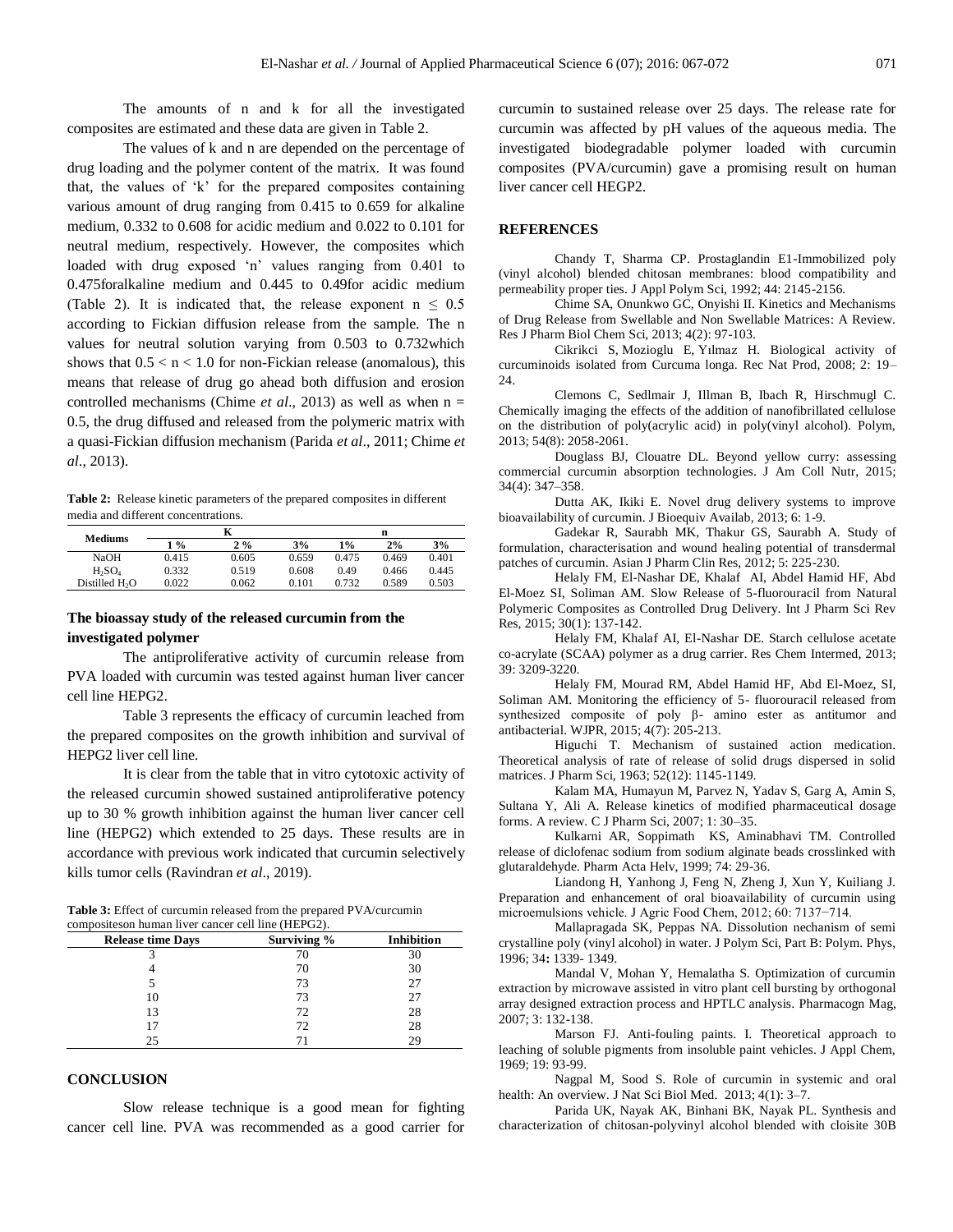The amounts of n and k for all the investigated composites are estimated and these data are given in Table 2.

The values of k and n are depended on the percentage of drug loading and the polymer content of the matrix. It was found that, the values of 'k' for the prepared composites containing various amount of drug ranging from 0.415 to 0.659 for alkaline medium, 0.332 to 0.608 for acidic medium and 0.022 to 0.101 for neutral medium, respectively. However, the composites which loaded with drug exposed 'n' values ranging from 0.401 to 0.475foralkaline medium and 0.445 to 0.49for acidic medium (Table 2). It is indicated that, the release exponent $n \leq 0.5$ according to Fickian diffusion release from the sample. The n values for neutral solution varying from 0.503 to 0.732which shows that $0.5 < n < 1.0$ for non-Fickian release (anomalous), this means that release of drug go ahead both diffusion and erosion controlled mechanisms (Chime *et al*., 2013) as well as when $n = 0.5$, the drug diffused and released from the polymeric matrix with a quasi-Fickian diffusion mechanism (Parida *et al*., 2011; Chime *et al*., 2013).

**Table 2:** Release kinetic parameters of the prepared composites in different media and different concentrations.

| Mediums | K | | | n | | |
|---|---|---|---|---|---|---|
| | 1 % | 2 % | 3% | 1% | 2% | 3% |
| NaOH | 0.415 | 0.605 | 0.659 | 0.475 | 0.469 | 0.401 |
| $H_2SO_4$ | 0.332 | 0.519 | 0.608 | 0.49 | 0.466 | 0.445 |
| Distilled $H_2O$ | 0.022 | 0.062 | 0.101 | 0.732 | 0.589 | 0.503 |

### The bioassay study of the released curcumin from the investigated polymer

The antiproliferative activity of curcumin release from PVA loaded with curcumin was tested against human liver cancer cell line HEPG2.

Table 3 represents the efficacy of curcumin leached from the prepared composites on the growth inhibition and survival of HEPG2 liver cell line.

It is clear from the table that in vitro cytotoxic activity of the released curcumin showed sustained antiproliferative potency up to 30 % growth inhibition against the human liver cancer cell line (HEPG2) which extended to 25 days. These results are in accordance with previous work indicated that curcumin selectively kills tumor cells (Ravindran *et al*., 2019).

**Table 3:** Effect of curcumin released from the prepared PVA/curcumin compositeson human liver cancer cell line (HEPG2).

| Release time Days | Surviving % | Inhibition |
|---|---|---|
| 3 | 70 | 30 |
| 4 | 70 | 30 |
| 5 | 73 | 27 |
| 10 | 73 | 27 |
| 13 | 72 | 28 |
| 17 | 72 | 28 |
| 25 | 71 | 29 |

## CONCLUSION

Slow release technique is a good mean for fighting cancer cell line. PVA was recommended as a good carrier for curcumin to sustained release over 25 days. The release rate for curcumin was affected by pH values of the aqueous media. The investigated biodegradable polymer loaded with curcumin composites (PVA/curcumin) gave a promising result on human liver cancer cell HEGP2.

## REFERENCES

Chandy T, Sharma CP. Prostaglandin E1-Immobilized poly (vinyl alcohol) blended chitosan membranes: blood compatibility and permeability proper ties. J Appl Polym Sci, 1992; 44: 2145-2156.

Chime SA, Onunkwo GC, Onyishi II. Kinetics and Mechanisms of Drug Release from Swellable and Non Swellable Matrices: A Review. Res J Pharm Biol Chem Sci, 2013; 4(2): 97-103.

Cikrikci S, Mozioglu E, Yılmaz H. Biological activity of curcuminoids isolated from Curcuma longa. Rec Nat Prod, 2008; 2: 19–24.

Clemons C, Sedlmair J, Illman B, Ibach R, Hirschmugl C. Chemically imaging the effects of the addition of nanofibrillated cellulose on the distribution of poly(acrylic acid) in poly(vinyl alcohol). Polym, 2013; 54(8): 2058-2061.

Douglass BJ, Clouatre DL. Beyond yellow curry: assessing commercial curcumin absorption technologies. J Am Coll Nutr, 2015; 34(4): 347–358.

Dutta AK, Ikiki E. Novel drug delivery systems to improve bioavailability of curcumin. J Bioequiv Availab, 2013; 6: 1-9.

Gadekar R, Saurabh MK, Thakur GS, Saurabh A. Study of formulation, characterisation and wound healing potential of transdermal patches of curcumin. Asian J Pharm Clin Res, 2012; 5: 225-230.

Helaly FM, El-Nashar DE, Khalaf AI, Abdel Hamid HF, Abd El-Moez SI, Soliman AM. Slow Release of 5-fluorouracil from Natural Polymeric Composites as Controlled Drug Delivery. Int J Pharm Sci Rev Res, 2015; 30(1): 137-142.

Helaly FM, Khalaf AI, El-Nashar DE. Starch cellulose acetate co-acrylate (SCAA) polymer as a drug carrier. Res Chem Intermed, 2013; 39: 3209-3220.

Helaly FM, Mourad RM, Abdel Hamid HF, Abd El-Moez, SI, Soliman AM. Monitoring the efficiency of 5- fluorouracil released from synthesized composite of poly β- amino ester as antitumor and antibacterial. WJPR, 2015; 4(7): 205-213.

Higuchi T. Mechanism of sustained action medication. Theoretical analysis of rate of release of solid drugs dispersed in solid matrices. J Pharm Sci, 1963; 52(12): 1145-1149.

Kalam MA, Humayun M, Parvez N, Yadav S, Garg A, Amin S, Sultana Y, Ali A. Release kinetics of modified pharmaceutical dosage forms. A review. C J Pharm Sci, 2007; 1: 30–35.

Kulkarni AR, Soppimath KS, Aminabhavi TM. Controlled release of diclofenac sodium from sodium alginate beads crosslinked with glutaraldehyde. Pharm Acta Helv, 1999; 74: 29-36.

Liandong H, Yanhong J, Feng N, Zheng J, Xun Y, Kuiliang J. Preparation and enhancement of oral bioavailability of curcumin using microemulsions vehicle. J Agric Food Chem, 2012; 60: 7137−714.

Mallapragada SK, Peppas NA. Dissolution nechanism of semi crystalline poly (vinyl alcohol) in water. J Polym Sci, Part B: Polym. Phys, 1996; 34**:** 1339- 1349.

Mandal V, Mohan Y, Hemalatha S. Optimization of curcumin extraction by microwave assisted in vitro plant cell bursting by orthogonal array designed extraction process and HPTLC analysis. Pharmacogn Mag, 2007; 3: 132-138.

Marson FJ. Anti-fouling paints. I. Theoretical approach to leaching of soluble pigments from insoluble paint vehicles. J Appl Chem, 1969; 19: 93-99.

Nagpal M, Sood S. Role of curcumin in systemic and oral health: An overview. J Nat Sci Biol Med. 2013; 4(1): 3–7.

Parida UK, Nayak AK, Binhani BK, Nayak PL. Synthesis and characterization of chitosan-polyvinyl alcohol blended with cloisite 30B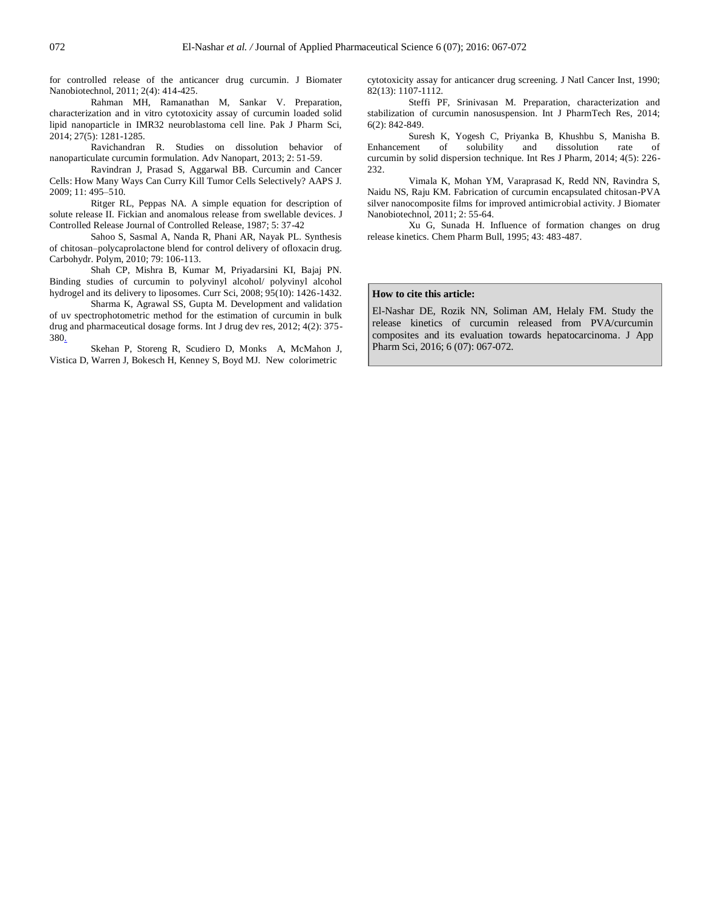for controlled release of the anticancer drug curcumin. J Biomater Nanobiotechnol, 2011; 2(4): 414-425.

Rahman MH, Ramanathan M, Sankar V. Preparation, characterization and in vitro cytotoxicity assay of curcumin loaded solid lipid nanoparticle in IMR32 neuroblastoma cell line. Pak J Pharm Sci, 2014; 27(5): 1281-1285.

Ravichandran R. Studies on dissolution behavior of nanoparticulate curcumin formulation. Adv Nanopart, 2013; 2: 51-59.

Ravindran J, Prasad S, Aggarwal BB. Curcumin and Cancer Cells: How Many Ways Can Curry Kill Tumor Cells Selectively? AAPS J. 2009; 11: 495–510.

Ritger RL, Peppas NA. A simple equation for description of solute release II. Fickian and anomalous release from swellable devices. J Controlled Release Journal of Controlled Release, 1987; 5: 37-42

Sahoo S, Sasmal A, Nanda R, Phani AR, Nayak PL. Synthesis of chitosan–polycaprolactone blend for control delivery of ofloxacin drug. Carbohydr. Polym, 2010; 79: 106-113.

Shah CP, Mishra B, Kumar M, Priyadarsini KI, Bajaj PN. Binding studies of curcumin to polyvinyl alcohol/ polyvinyl alcohol hydrogel and its delivery to liposomes. Curr Sci, 2008; 95(10): 1426-1432.

Sharma K, Agrawal SS, Gupta M. Development and validation of uv spectrophotometric method for the estimation of curcumin in bulk drug and pharmaceutical dosage forms. Int J drug dev res, 2012; 4(2): 375-380.

Skehan P, Storeng R, Scudiero D, Monks A, McMahon J, Vistica D, Warren J, Bokesch H, Kenney S, Boyd MJ. New colorimetric cytotoxicity assay for anticancer drug screening. J Natl Cancer Inst, 1990; 82(13): 1107-1112.

Steffi PF, Srinivasan M. Preparation, characterization and stabilization of curcumin nanosuspension. Int J PharmTech Res, 2014; 6(2): 842-849.

Suresh K, Yogesh C, Priyanka B, Khushbu S, Manisha B. Enhancement of solubility and dissolution rate of curcumin by solid dispersion technique. Int Res J Pharm, 2014; 4(5): 226-232.

Vimala K, Mohan YM, Varaprasad K, Redd NN, Ravindra S, Naidu NS, Raju KM. Fabrication of curcumin encapsulated chitosan-PVA silver nanocomposite films for improved antimicrobial activity. J Biomater Nanobiotechnol, 2011; 2: 55-64.

Xu G, Sunada H. Influence of formation changes on drug release kinetics. Chem Pharm Bull, 1995; 43: 483-487.

**How to cite this article:**

El-Nashar DE, Rozik NN, Soliman AM, Helaly FM. Study the release kinetics of curcumin released from PVA/curcumin composites and its evaluation towards hepatocarcinoma. J App Pharm Sci, 2016; 6 (07): 067-072.